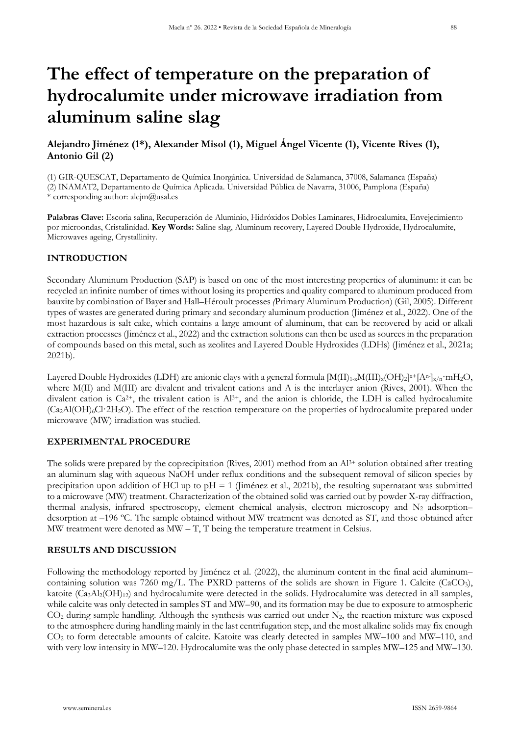# The effect of temperature on the preparation of hydrocalumite under microwave irradiation from aluminum saline slag

**Alejandro Jiménez (1*), Alexander Misol (1), Miguel Ángel Vicente (1), Vicente Rives (1), Antonio Gil (2)**

(1) GIR-QUESCAT, Departamento de Química Inorgánica. Universidad de Salamanca, 37008, Salamanca (España)
(2) INAMAT2, Departamento de Química Aplicada. Universidad Pública de Navarra, 31006, Pamplona (España)
* corresponding author: alejm@usal.es

**Palabras Clave:** Escoria salina, Recuperación de Aluminio, Hidróxidos Dobles Laminares, Hidrocalumita, Envejecimiento por microondas, Cristalinidad. **Key Words:** Saline slag, Aluminum recovery, Layered Double Hydroxide, Hydrocalumite, Microwaves ageing, Crystallinity.

## INTRODUCTION

Secondary Aluminum Production (SAP) is based on one of the most interesting properties of aluminum: it can be recycled an infinite number of times without losing its properties and quality compared to aluminum produced from bauxite by combination of Bayer and Hall–Héroult processes *(*Primary Aluminum Production) (Gil, 2005). Different types of wastes are generated during primary and secondary aluminum production (Jiménez et al., 2022). One of the most hazardous is salt cake, which contains a large amount of aluminum, that can be recovered by acid or alkali extraction processes (Jiménez et al., 2022) and the extraction solutions can then be used as sources in the preparation of compounds based on this metal, such as zeolites and Layered Double Hydroxides (LDHs) (Jiménez et al., 2021a; 2021b).

Layered Double Hydroxides (LDH) are anionic clays with a general formula $[M(II)_{1-x}M(III)_x(OH)_2]^{x+}[A^{n-}]_{x/n}\cdot mH_2O$, where M(II) and M(III) are divalent and trivalent cations and A is the interlayer anion (Rives, 2001). When the divalent cation is $Ca^{2+}$, the trivalent cation is $Al^{3+}$, and the anion is chloride, the LDH is called hydrocalumite ($Ca_2Al(OH)_6Cl\cdot 2H_2O$). The effect of the reaction temperature on the properties of hydrocalumite prepared under microwave (MW) irradiation was studied.

## EXPERIMENTAL PROCEDURE

The solids were prepared by the coprecipitation (Rives, 2001) method from an $Al^{3+}$ solution obtained after treating an aluminum slag with aqueous NaOH under reflux conditions and the subsequent removal of silicon species by precipitation upon addition of HCl up to pH = 1 (Jiménez et al., 2021b), the resulting supernatant was submitted to a microwave (MW) treatment. Characterization of the obtained solid was carried out by powder X-ray diffraction, thermal analysis, infrared spectroscopy, element chemical analysis, electron microscopy and $N_2$ adsorption–desorption at –196 ºC. The sample obtained without MW treatment was denoted as ST, and those obtained after MW treatment were denoted as MW – T, T being the temperature treatment in Celsius.

## RESULTS AND DISCUSSION

Following the methodology reported by Jiménez et al. (2022), the aluminum content in the final acid aluminum–containing solution was 7260 mg/L. The PXRD patterns of the solids are shown in Figure 1. Calcite ($CaCO_3$), katoite ($Ca_3Al_2(OH)_{12}$) and hydrocalumite were detected in the solids. Hydrocalumite was detected in all samples, while calcite was only detected in samples ST and MW–90, and its formation may be due to exposure to atmospheric $CO_2$ during sample handling. Although the synthesis was carried out under $N_2$, the reaction mixture was exposed to the atmosphere during handling mainly in the last centrifugation step, and the most alkaline solids may fix enough $CO_2$ to form detectable amounts of calcite. Katoite was clearly detected in samples MW–100 and MW–110, and with very low intensity in MW–120. Hydrocalumite was the only phase detected in samples MW–125 and MW–130.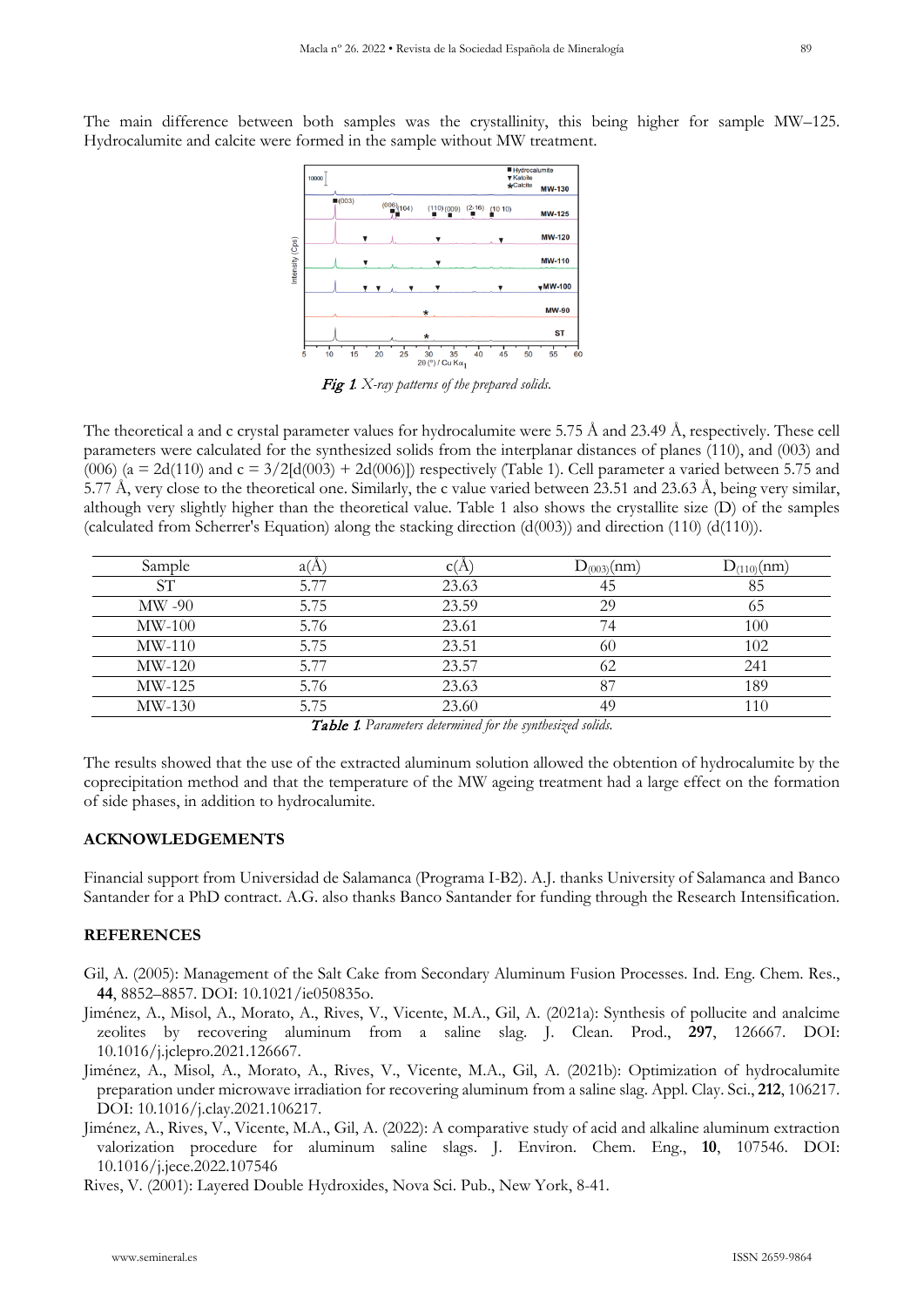The main difference between both samples was the crystallinity, this being higher for sample MW–125. Hydrocalumite and calcite were formed in the sample without MW treatment.

10000

■ Hydrocalumite
▼ Katoite
★ Calcite

■(003)

(006)
■(104)

(110)(009) (2-16) (10 10)

MW-130

MW-125

MW-120

MW-110

MW-100

MW-90

ST

Intensity (Cps)

5 10 15 20 25 30 35 40 45 50 55 60

2θ (°) / Cu Kα1

*Fig 1. X-ray patterns of the prepared solids.*

The theoretical a and c crystal parameter values for hydrocalumite were 5.75 Å and 23.49 Å, respectively. These cell parameters were calculated for the synthesized solids from the interplanar distances of planes (110), and (003) and (006) ($a = 2d(110)$ and $c = 3/2[d(003) + 2d(006)]$) respectively (Table 1). Cell parameter a varied between 5.75 and 5.77 Å, very close to the theoretical one. Similarly, the c value varied between 23.51 and 23.63 Å, being very similar, although very slightly higher than the theoretical value. Table 1 also shows the crystallite size (D) of the samples (calculated from Scherrer's Equation) along the stacking direction (d(003)) and direction (110) (d(110)).

| Sample | a(Å) | c(Å) | $D_{(003)}$(nm) | $D_{(110)}$(nm) |
|---|---|---|---|---|
| ST | 5.77 | 23.63 | 45 | 85 |
| MW -90 | 5.75 | 23.59 | 29 | 65 |
| MW-100 | 5.76 | 23.61 | 74 | 100 |
| MW-110 | 5.75 | 23.51 | 60 | 102 |
| MW-120 | 5.77 | 23.57 | 62 | 241 |
| MW-125 | 5.76 | 23.63 | 87 | 189 |
| MW-130 | 5.75 | 23.60 | 49 | 110 |

*Table 1. Parameters determined for the synthesized solids.*

The results showed that the use of the extracted aluminum solution allowed the obtention of hydrocalumite by the coprecipitation method and that the temperature of the MW ageing treatment had a large effect on the formation of side phases, in addition to hydrocalumite.

## ACKNOWLEDGEMENTS

Financial support from Universidad de Salamanca (Programa I-B2). A.J. thanks University of Salamanca and Banco Santander for a PhD contract. A.G. also thanks Banco Santander for funding through the Research Intensification.

## REFERENCES

Gil, A. (2005): Management of the Salt Cake from Secondary Aluminum Fusion Processes. Ind. Eng. Chem. Res., **44**, 8852–8857. DOI: 10.1021/ie050835o.

Jiménez, A., Misol, A., Morato, A., Rives, V., Vicente, M.A., Gil, A. (2021a): Synthesis of pollucite and analcime zeolites by recovering aluminum from a saline slag. J. Clean. Prod., **297**, 126667. DOI: 10.1016/j.jclepro.2021.126667.

Jiménez, A., Misol, A., Morato, A., Rives, V., Vicente, M.A., Gil, A. (2021b): Optimization of hydrocalumite preparation under microwave irradiation for recovering aluminum from a saline slag. Appl. Clay. Sci., **212**, 106217. DOI: 10.1016/j.clay.2021.106217.

Jiménez, A., Rives, V., Vicente, M.A., Gil, A. (2022): A comparative study of acid and alkaline aluminum extraction valorization procedure for aluminum saline slags. J. Environ. Chem. Eng., **10**, 107546. DOI: 10.1016/j.jece.2022.107546

Rives, V. (2001): Layered Double Hydroxides, Nova Sci. Pub., New York, 8-41.